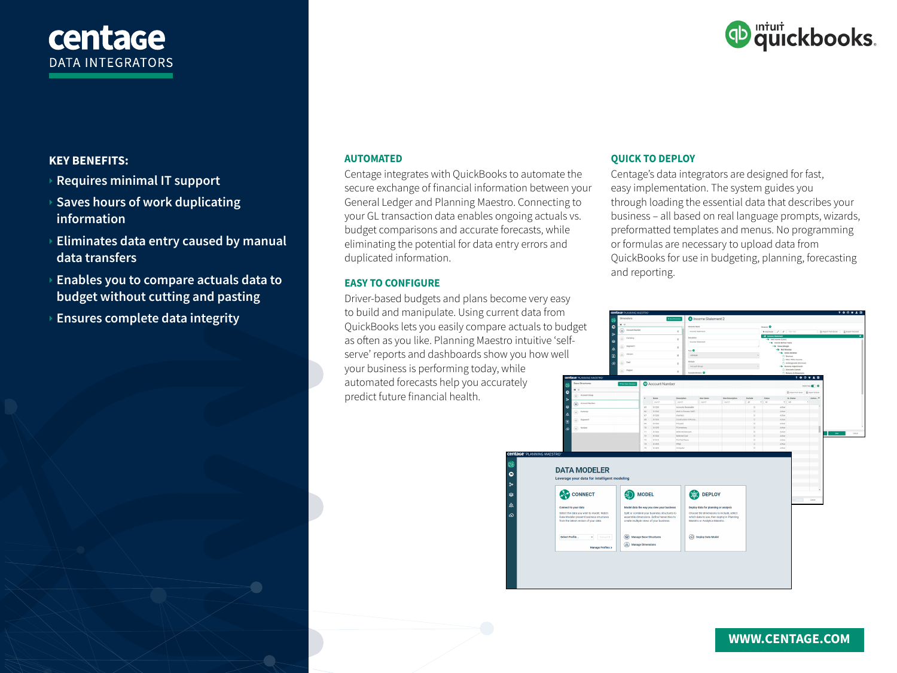centage
DATA INTEGRATORS

intuit quickbooks.

## KEY BENEFITS:

- Requires minimal IT support
- Saves hours of work duplicating information
- Eliminates data entry caused by manual data transfers
- Enables you to compare actuals data to budget without cutting and pasting
- Ensures complete data integrity

### AUTOMATED

Centage integrates with QuickBooks to automate the secure exchange of financial information between your General Ledger and Planning Maestro. Connecting to your GL transaction data enables ongoing actuals vs. budget comparisons and accurate forecasts, while eliminating the potential for data entry errors and duplicated information.

### EASY TO CONFIGURE

Driver-based budgets and plans become very easy to build and manipulate. Using current data from QuickBooks lets you easily compare actuals to budget as often as you like. Planning Maestro intuitive 'self-serve' reports and dashboards show you how well your business is performing today, while automated forecasts help you accurately predict future financial health.

### QUICK TO DEPLOY

Centage's data integrators are designed for fast, easy implementation. The system guides you through loading the essential data that describes your business – all based on real language prompts, wizards, preformatted templates and menus. No programming or formulas are necessary to upload data from QuickBooks for use in budgeting, planning, forecasting and reporting.

**WWW.CENTAGE.COM**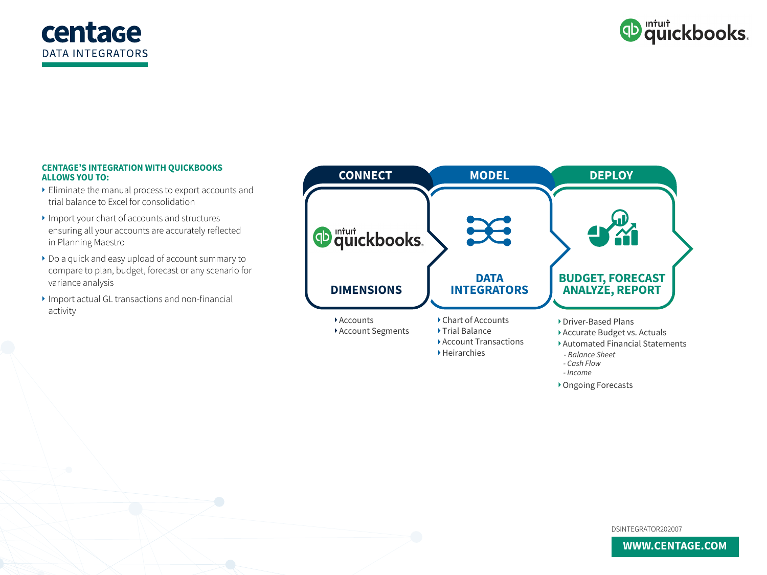centage
DATA INTEGRATORS

**CENTAGE'S INTEGRATION WITH QUICKBOOKS ALLOWS YOU TO:**

- Eliminate the manual process to export accounts and trial balance to Excel for consolidation
- Import your chart of accounts and structures ensuring all your accounts are accurately reflected in Planning Maestro
- Do a quick and easy upload of account summary to compare to plan, budget, forecast or any scenario for variance analysis
- Import actual GL transactions and non-financial activity

**CONNECT**

quickbooks

**DIMENSIONS**

- Accounts
- Account Segments

**MODEL**

**DATA INTEGRATORS**

- Chart of Accounts
- Trial Balance
- Account Transactions
- Heirarchies

**DEPLOY**

**BUDGET, FORECAST ANALYZE, REPORT**

- Driver-Based Plans
- Accurate Budget vs. Actuals
- Automated Financial Statements
  - *- Balance Sheet*
  - *- Cash Flow*
  - *- Income*
- Ongoing Forecasts

DSINTEGRATOR202007

**WWW.CENTAGE.COM**